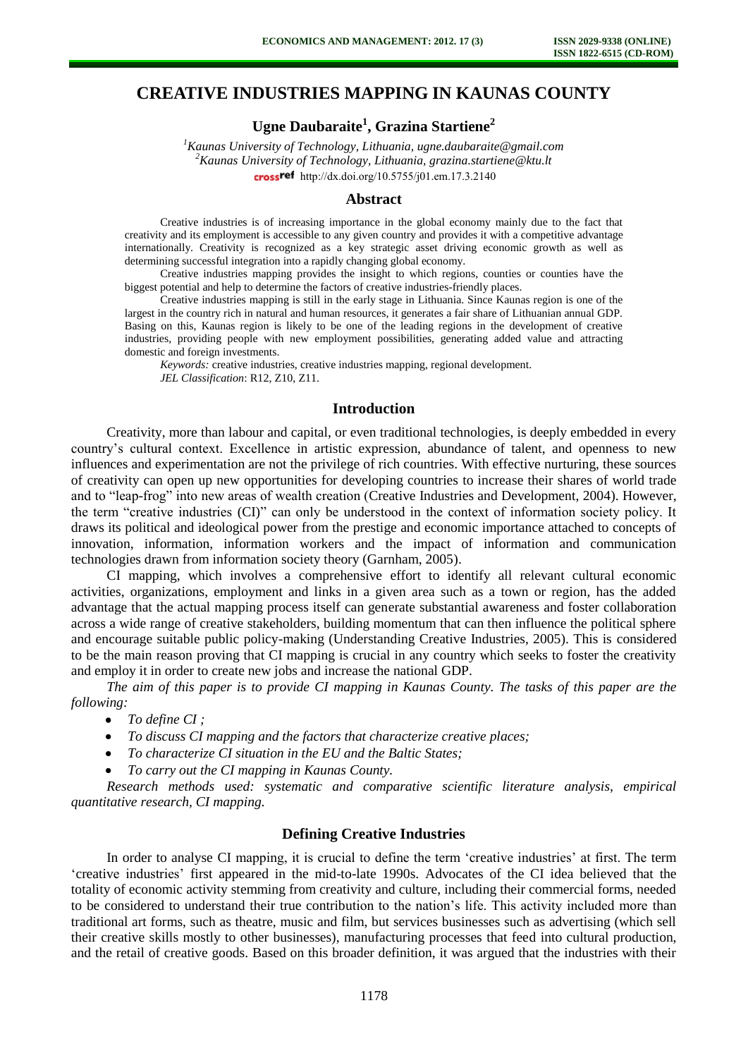# CREATIVE INDUSTRIES MAPPING IN KAUNAS COUNTY

**Ugne Daubaraite[1], Grazina Startiene[2]**

*[1]Kaunas University of Technology, Lithuania, ugne.daubaraite@gmail.com*
*[2]Kaunas University of Technology, Lithuania, grazina.startiene@ktu.lt*
http://dx.doi.org/10.5755/j01.em.17.3.2140

## Abstract

Creative industries is of increasing importance in the global economy mainly due to the fact that creativity and its employment is accessible to any given country and provides it with a competitive advantage internationally. Creativity is recognized as a key strategic asset driving economic growth as well as determining successful integration into a rapidly changing global economy.

Creative industries mapping provides the insight to which regions, counties or counties have the biggest potential and help to determine the factors of creative industries-friendly places.

Creative industries mapping is still in the early stage in Lithuania. Since Kaunas region is one of the largest in the country rich in natural and human resources, it generates a fair share of Lithuanian annual GDP. Basing on this, Kaunas region is likely to be one of the leading regions in the development of creative industries, providing people with new employment possibilities, generating added value and attracting domestic and foreign investments.

*Keywords:* creative industries, creative industries mapping, regional development.

*JEL Classification*: R12, Z10, Z11.

## Introduction

Creativity, more than labour and capital, or even traditional technologies, is deeply embedded in every country's cultural context. Excellence in artistic expression, abundance of talent, and openness to new influences and experimentation are not the privilege of rich countries. With effective nurturing, these sources of creativity can open up new opportunities for developing countries to increase their shares of world trade and to "leap-frog" into new areas of wealth creation (Creative Industries and Development, 2004). However, the term "creative industries (CI)" can only be understood in the context of information society policy. It draws its political and ideological power from the prestige and economic importance attached to concepts of innovation, information, information workers and the impact of information and communication technologies drawn from information society theory (Garnham, 2005).

CI mapping, which involves a comprehensive effort to identify all relevant cultural economic activities, organizations, employment and links in a given area such as a town or region, has the added advantage that the actual mapping process itself can generate substantial awareness and foster collaboration across a wide range of creative stakeholders, building momentum that can then influence the political sphere and encourage suitable public policy-making (Understanding Creative Industries, 2005). This is considered to be the main reason proving that CI mapping is crucial in any country which seeks to foster the creativity and employ it in order to create new jobs and increase the national GDP.

*The aim of this paper is to provide CI mapping in Kaunas County. The tasks of this paper are the following:*

- *To define CI ;*
- *To discuss CI mapping and the factors that characterize creative places;*
- *To characterize CI situation in the EU and the Baltic States;*
- *To carry out the CI mapping in Kaunas County.*

*Research methods used: systematic and comparative scientific literature analysis, empirical quantitative research, CI mapping.*

## Defining Creative Industries

In order to analyse CI mapping, it is crucial to define the term 'creative industries' at first. The term 'creative industries' first appeared in the mid-to-late 1990s. Advocates of the CI idea believed that the totality of economic activity stemming from creativity and culture, including their commercial forms, needed to be considered to understand their true contribution to the nation's life. This activity included more than traditional art forms, such as theatre, music and film, but services businesses such as advertising (which sell their creative skills mostly to other businesses), manufacturing processes that feed into cultural production, and the retail of creative goods. Based on this broader definition, it was argued that the industries with their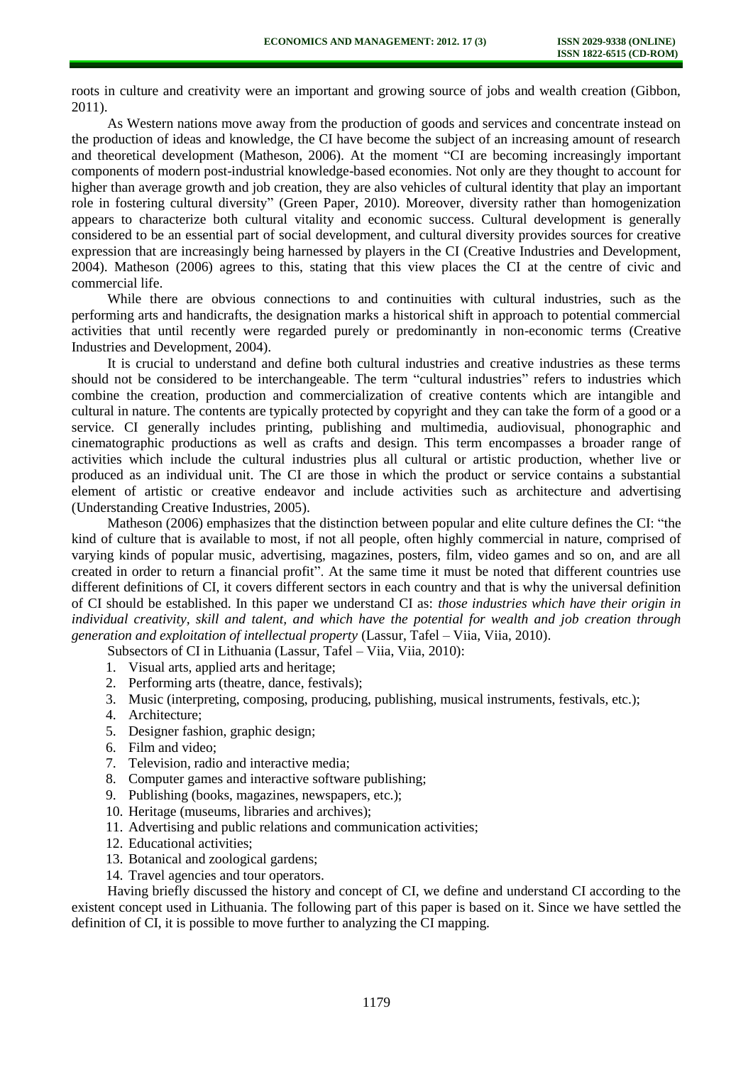roots in culture and creativity were an important and growing source of jobs and wealth creation (Gibbon, 2011).

As Western nations move away from the production of goods and services and concentrate instead on the production of ideas and knowledge, the CI have become the subject of an increasing amount of research and theoretical development (Matheson, 2006). At the moment "CI are becoming increasingly important components of modern post-industrial knowledge-based economies. Not only are they thought to account for higher than average growth and job creation, they are also vehicles of cultural identity that play an important role in fostering cultural diversity" (Green Paper, 2010). Moreover, diversity rather than homogenization appears to characterize both cultural vitality and economic success. Cultural development is generally considered to be an essential part of social development, and cultural diversity provides sources for creative expression that are increasingly being harnessed by players in the CI (Creative Industries and Development, 2004). Matheson (2006) agrees to this, stating that this view places the CI at the centre of civic and commercial life.

While there are obvious connections to and continuities with cultural industries, such as the performing arts and handicrafts, the designation marks a historical shift in approach to potential commercial activities that until recently were regarded purely or predominantly in non-economic terms (Creative Industries and Development, 2004).

It is crucial to understand and define both cultural industries and creative industries as these terms should not be considered to be interchangeable. The term "cultural industries" refers to industries which combine the creation, production and commercialization of creative contents which are intangible and cultural in nature. The contents are typically protected by copyright and they can take the form of a good or a service. CI generally includes printing, publishing and multimedia, audiovisual, phonographic and cinematographic productions as well as crafts and design. This term encompasses a broader range of activities which include the cultural industries plus all cultural or artistic production, whether live or produced as an individual unit. The CI are those in which the product or service contains a substantial element of artistic or creative endeavor and include activities such as architecture and advertising (Understanding Creative Industries, 2005).

Matheson (2006) emphasizes that the distinction between popular and elite culture defines the CI: "the kind of culture that is available to most, if not all people, often highly commercial in nature, comprised of varying kinds of popular music, advertising, magazines, posters, film, video games and so on, and are all created in order to return a financial profit". At the same time it must be noted that different countries use different definitions of CI, it covers different sectors in each country and that is why the universal definition of CI should be established. In this paper we understand CI as: *those industries which have their origin in individual creativity, skill and talent, and which have the potential for wealth and job creation through generation and exploitation of intellectual property* (Lassur, Tafel – Viia, Viia, 2010).

Subsectors of CI in Lithuania (Lassur, Tafel – Viia, Viia, 2010):

1. Visual arts, applied arts and heritage;
2. Performing arts (theatre, dance, festivals);
3. Music (interpreting, composing, producing, publishing, musical instruments, festivals, etc.);
4. Architecture;
5. Designer fashion, graphic design;
6. Film and video;
7. Television, radio and interactive media;
8. Computer games and interactive software publishing;
9. Publishing (books, magazines, newspapers, etc.);
10. Heritage (museums, libraries and archives);
11. Advertising and public relations and communication activities;
12. Educational activities;
13. Botanical and zoological gardens;
14. Travel agencies and tour operators.

Having briefly discussed the history and concept of CI, we define and understand CI according to the existent concept used in Lithuania. The following part of this paper is based on it. Since we have settled the definition of CI, it is possible to move further to analyzing the CI mapping.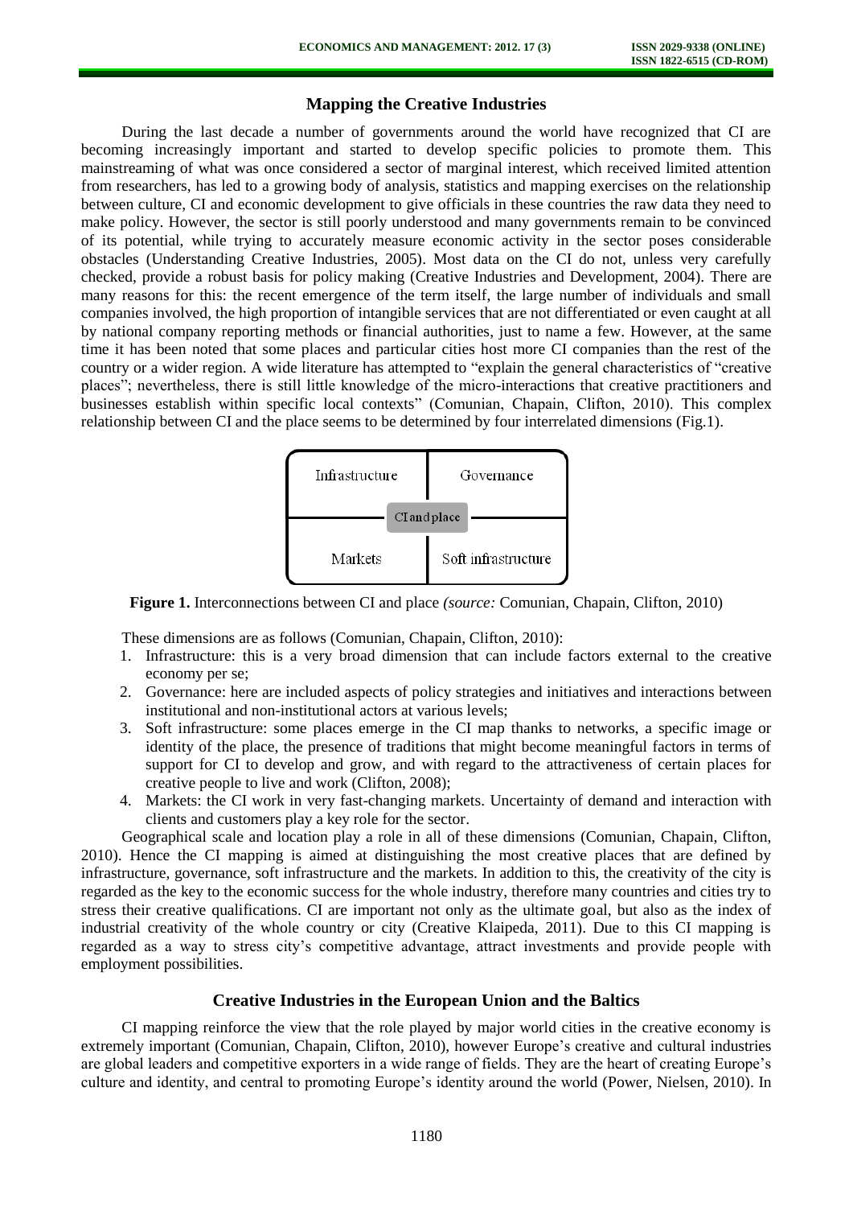## Mapping the Creative Industries

During the last decade a number of governments around the world have recognized that CI are becoming increasingly important and started to develop specific policies to promote them. This mainstreaming of what was once considered a sector of marginal interest, which received limited attention from researchers, has led to a growing body of analysis, statistics and mapping exercises on the relationship between culture, CI and economic development to give officials in these countries the raw data they need to make policy. However, the sector is still poorly understood and many governments remain to be convinced of its potential, while trying to accurately measure economic activity in the sector poses considerable obstacles (Understanding Creative Industries, 2005). Most data on the CI do not, unless very carefully checked, provide a robust basis for policy making (Creative Industries and Development, 2004). There are many reasons for this: the recent emergence of the term itself, the large number of individuals and small companies involved, the high proportion of intangible services that are not differentiated or even caught at all by national company reporting methods or financial authorities, just to name a few. However, at the same time it has been noted that some places and particular cities host more CI companies than the rest of the country or a wider region. A wide literature has attempted to "explain the general characteristics of "creative places"; nevertheless, there is still little knowledge of the micro-interactions that creative practitioners and businesses establish within specific local contexts" (Comunian, Chapain, Clifton, 2010). This complex relationship between CI and the place seems to be determined by four interrelated dimensions (Fig.1).

| Infrastructure | Governance |
|---|---|
| CI and place | |
| Markets | Soft infrastructure |

**Figure 1.** Interconnections between CI and place *(source:* Comunian, Chapain, Clifton, 2010)

These dimensions are as follows (Comunian, Chapain, Clifton, 2010):

1. Infrastructure: this is a very broad dimension that can include factors external to the creative economy per se;
2. Governance: here are included aspects of policy strategies and initiatives and interactions between institutional and non-institutional actors at various levels;
3. Soft infrastructure: some places emerge in the CI map thanks to networks, a specific image or identity of the place, the presence of traditions that might become meaningful factors in terms of support for CI to develop and grow, and with regard to the attractiveness of certain places for creative people to live and work (Clifton, 2008);
4. Markets: the CI work in very fast-changing markets. Uncertainty of demand and interaction with clients and customers play a key role for the sector.

Geographical scale and location play a role in all of these dimensions (Comunian, Chapain, Clifton, 2010). Hence the CI mapping is aimed at distinguishing the most creative places that are defined by infrastructure, governance, soft infrastructure and the markets. In addition to this, the creativity of the city is regarded as the key to the economic success for the whole industry, therefore many countries and cities try to stress their creative qualifications. CI are important not only as the ultimate goal, but also as the index of industrial creativity of the whole country or city (Creative Klaipeda, 2011). Due to this CI mapping is regarded as a way to stress city's competitive advantage, attract investments and provide people with employment possibilities.

## Creative Industries in the European Union and the Baltics

CI mapping reinforce the view that the role played by major world cities in the creative economy is extremely important (Comunian, Chapain, Clifton, 2010), however Europe's creative and cultural industries are global leaders and competitive exporters in a wide range of fields. They are the heart of creating Europe's culture and identity, and central to promoting Europe's identity around the world (Power, Nielsen, 2010). In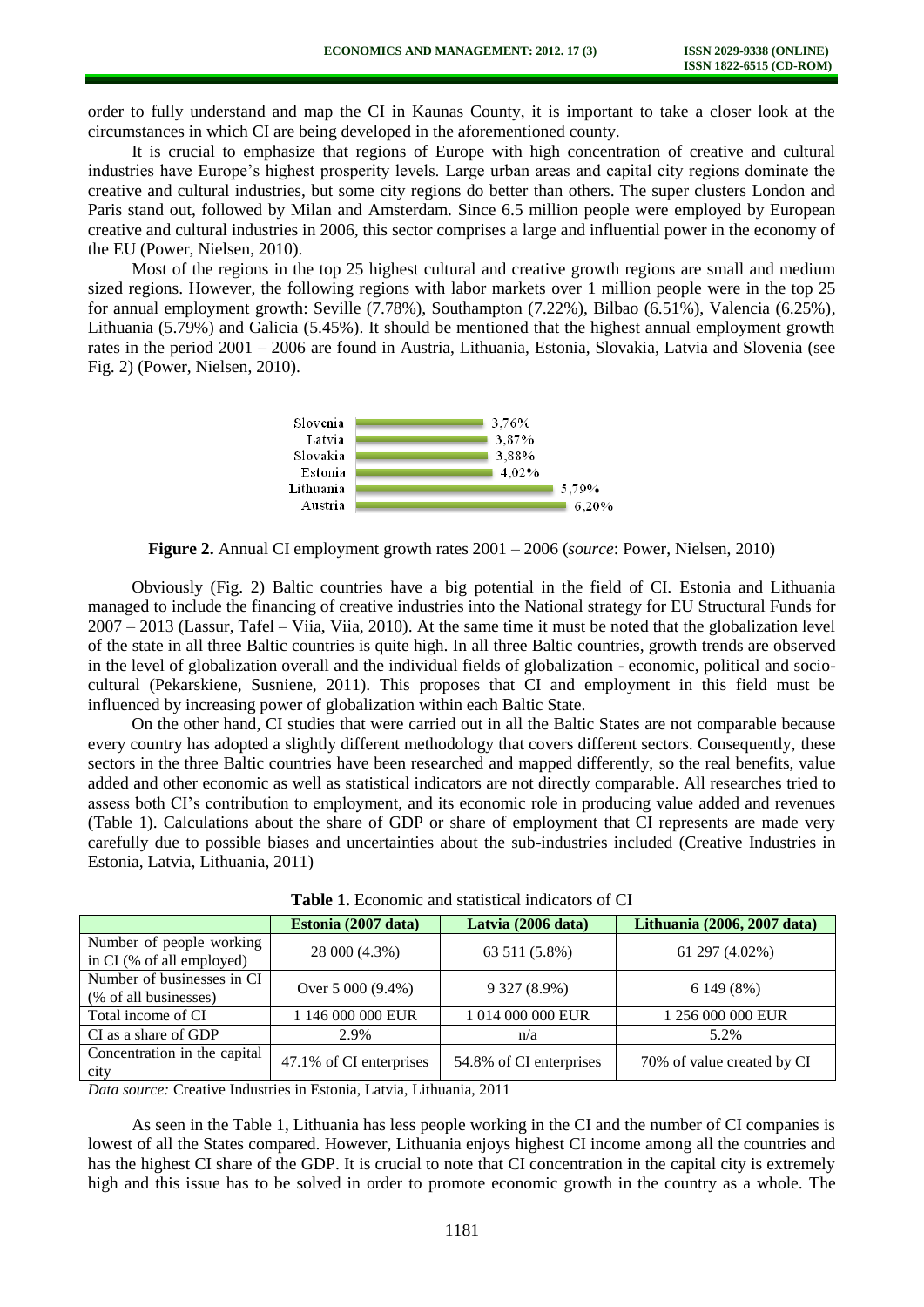order to fully understand and map the CI in Kaunas County, it is important to take a closer look at the circumstances in which CI are being developed in the aforementioned county.

It is crucial to emphasize that regions of Europe with high concentration of creative and cultural industries have Europe's highest prosperity levels. Large urban areas and capital city regions dominate the creative and cultural industries, but some city regions do better than others. The super clusters London and Paris stand out, followed by Milan and Amsterdam. Since 6.5 million people were employed by European creative and cultural industries in 2006, this sector comprises a large and influential power in the economy of the EU (Power, Nielsen, 2010).

Most of the regions in the top 25 highest cultural and creative growth regions are small and medium sized regions. However, the following regions with labor markets over 1 million people were in the top 25 for annual employment growth: Seville (7.78%), Southampton (7.22%), Bilbao (6.51%), Valencia (6.25%), Lithuania (5.79%) and Galicia (5.45%). It should be mentioned that the highest annual employment growth rates in the period 2001 – 2006 are found in Austria, Lithuania, Estonia, Slovakia, Latvia and Slovenia (see Fig. 2) (Power, Nielsen, 2010).

| Country | Growth rate |
|---|---|
| Slovenia | 3,76% |
| Latvia | 3,87% |
| Slovakia | 3,88% |
| Estonia | 4,02% |
| Lithuania | 5,79% |
| Austria | 6,20% |

**Figure 2.** Annual CI employment growth rates 2001 – 2006 (*source*: Power, Nielsen, 2010)

Obviously (Fig. 2) Baltic countries have a big potential in the field of CI. Estonia and Lithuania managed to include the financing of creative industries into the National strategy for EU Structural Funds for 2007 – 2013 (Lassur, Tafel – Viia, Viia, 2010). At the same time it must be noted that the globalization level of the state in all three Baltic countries is quite high. In all three Baltic countries, growth trends are observed in the level of globalization overall and the individual fields of globalization - economic, political and socio-cultural (Pekarskiene, Susniene, 2011). This proposes that CI and employment in this field must be influenced by increasing power of globalization within each Baltic State.

On the other hand, CI studies that were carried out in all the Baltic States are not comparable because every country has adopted a slightly different methodology that covers different sectors. Consequently, these sectors in the three Baltic countries have been researched and mapped differently, so the real benefits, value added and other economic as well as statistical indicators are not directly comparable. All researches tried to assess both CI's contribution to employment, and its economic role in producing value added and revenues (Table 1). Calculations about the share of GDP or share of employment that CI represents are made very carefully due to possible biases and uncertainties about the sub-industries included (Creative Industries in Estonia, Latvia, Lithuania, 2011)

**Table 1.** Economic and statistical indicators of CI

| | Estonia (2007 data) | Latvia (2006 data) | Lithuania (2006, 2007 data) |
|---|---|---|---|
| Number of people working in CI (% of all employed) | 28 000 (4.3%) | 63 511 (5.8%) | 61 297 (4.02%) |
| Number of businesses in CI (% of all businesses) | Over 5 000 (9.4%) | 9 327 (8.9%) | 6 149 (8%) |
| Total income of CI | 1 146 000 000 EUR | 1 014 000 000 EUR | 1 256 000 000 EUR |
| CI as a share of GDP | 2.9% | n/a | 5.2% |
| Concentration in the capital city | 47.1% of CI enterprises | 54.8% of CI enterprises | 70% of value created by CI |

*Data source:* Creative Industries in Estonia, Latvia, Lithuania, 2011

As seen in the Table 1, Lithuania has less people working in the CI and the number of CI companies is lowest of all the States compared. However, Lithuania enjoys highest CI income among all the countries and has the highest CI share of the GDP. It is crucial to note that CI concentration in the capital city is extremely high and this issue has to be solved in order to promote economic growth in the country as a whole. The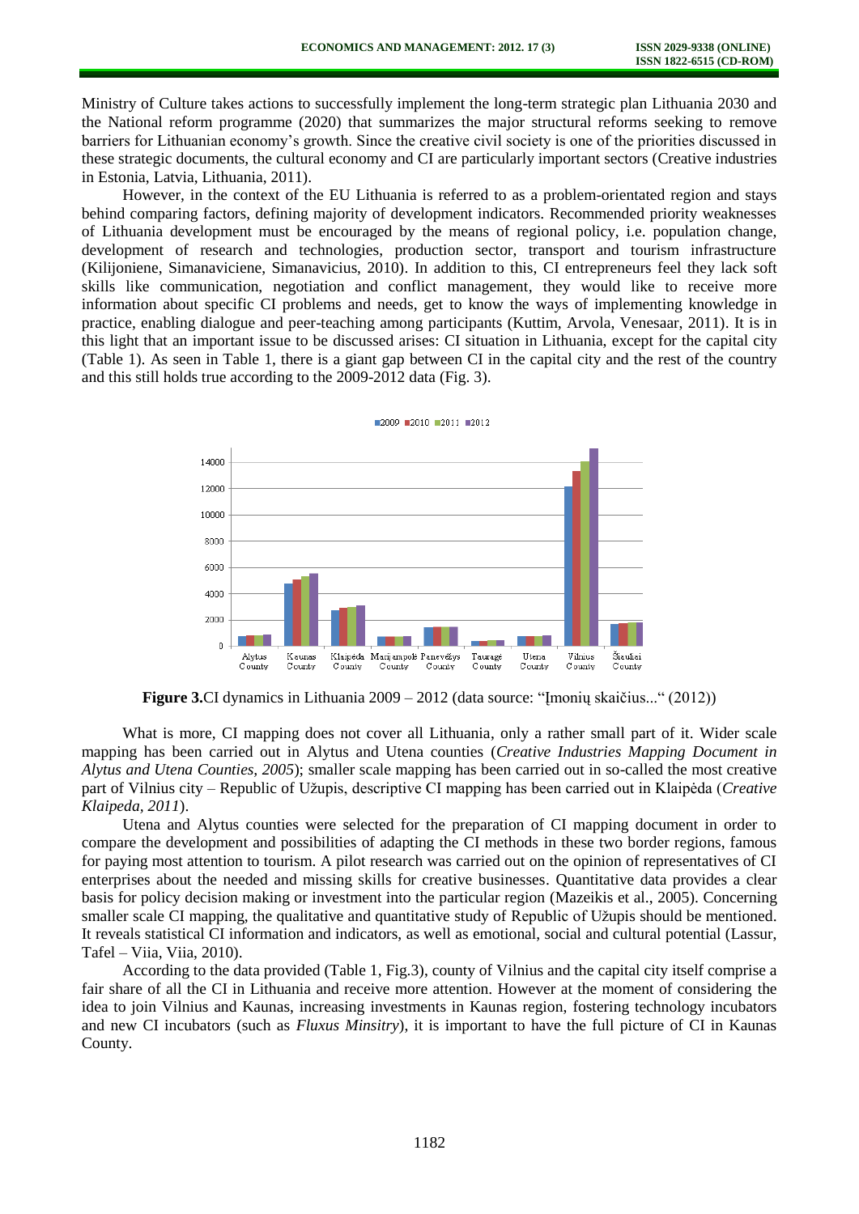Ministry of Culture takes actions to successfully implement the long-term strategic plan Lithuania 2030 and the National reform programme (2020) that summarizes the major structural reforms seeking to remove barriers for Lithuanian economy's growth. Since the creative civil society is one of the priorities discussed in these strategic documents, the cultural economy and CI are particularly important sectors (Creative industries in Estonia, Latvia, Lithuania, 2011).

However, in the context of the EU Lithuania is referred to as a problem-orientated region and stays behind comparing factors, defining majority of development indicators. Recommended priority weaknesses of Lithuania development must be encouraged by the means of regional policy, i.e. population change, development of research and technologies, production sector, transport and tourism infrastructure (Kilijoniene, Simanaviciene, Simanavicius, 2010). In addition to this, CI entrepreneurs feel they lack soft skills like communication, negotiation and conflict management, they would like to receive more information about specific CI problems and needs, get to know the ways of implementing knowledge in practice, enabling dialogue and peer-teaching among participants (Kuttim, Arvola, Venesaar, 2011). It is in this light that an important issue to be discussed arises: CI situation in Lithuania, except for the capital city (Table 1). As seen in Table 1, there is a giant gap between CI in the capital city and the rest of the country and this still holds true according to the 2009-2012 data (Fig. 3).

**Figure 3.** CI dynamics in Lithuania 2009 – 2012 (data source: "Įmonių skaičius..." (2012))

What is more, CI mapping does not cover all Lithuania, only a rather small part of it. Wider scale mapping has been carried out in Alytus and Utena counties (*Creative Industries Mapping Document in Alytus and Utena Counties, 2005*); smaller scale mapping has been carried out in so-called the most creative part of Vilnius city – Republic of Užupis, descriptive CI mapping has been carried out in Klaipėda (*Creative Klaipeda, 2011*).

Utena and Alytus counties were selected for the preparation of CI mapping document in order to compare the development and possibilities of adapting the CI methods in these two border regions, famous for paying most attention to tourism. A pilot research was carried out on the opinion of representatives of CI enterprises about the needed and missing skills for creative businesses. Quantitative data provides a clear basis for policy decision making or investment into the particular region (Mazeikis et al., 2005). Concerning smaller scale CI mapping, the qualitative and quantitative study of Republic of Užupis should be mentioned. It reveals statistical CI information and indicators, as well as emotional, social and cultural potential (Lassur, Tafel – Viia, Viia, 2010).

According to the data provided (Table 1, Fig.3), county of Vilnius and the capital city itself comprise a fair share of all the CI in Lithuania and receive more attention. However at the moment of considering the idea to join Vilnius and Kaunas, increasing investments in Kaunas region, fostering technology incubators and new CI incubators (such as *Fluxus Minsitry*), it is important to have the full picture of CI in Kaunas County.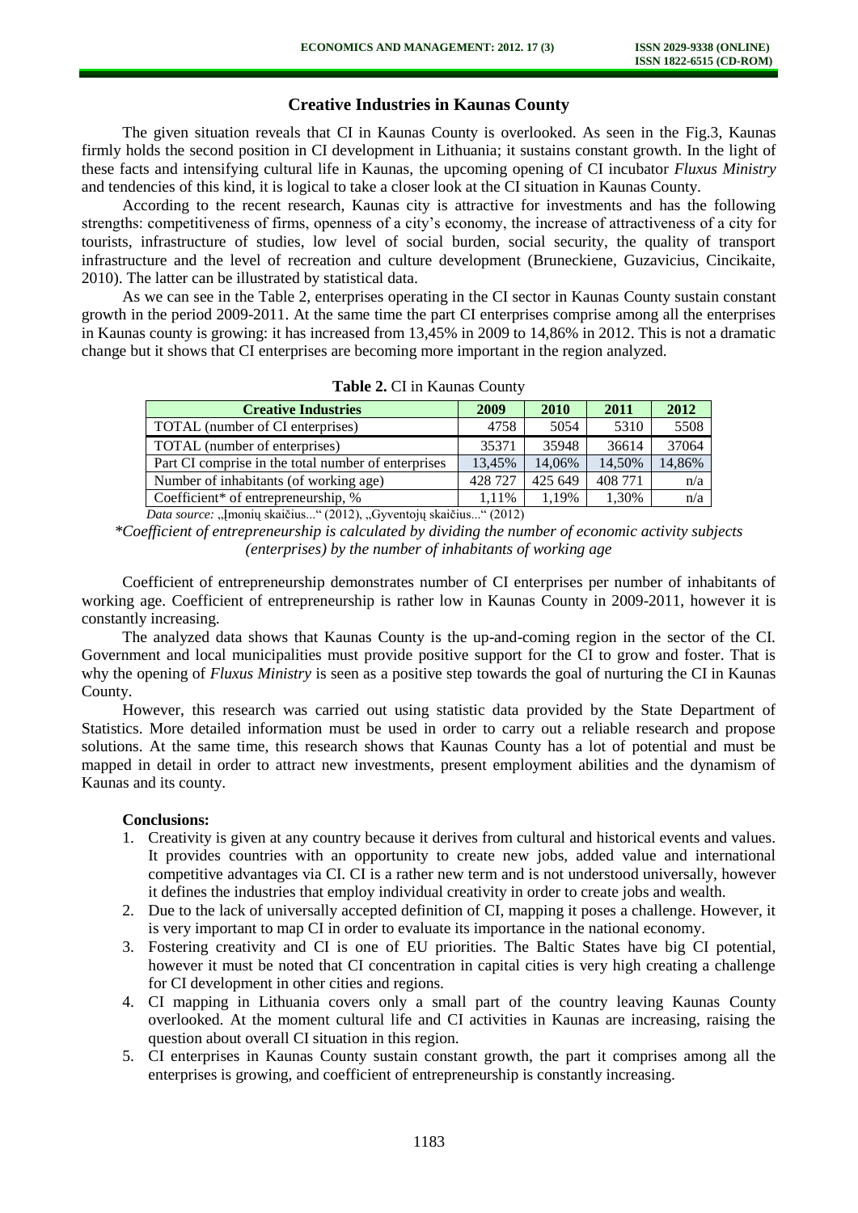## Creative Industries in Kaunas County

The given situation reveals that CI in Kaunas County is overlooked. As seen in the Fig.3, Kaunas firmly holds the second position in CI development in Lithuania; it sustains constant growth. In the light of these facts and intensifying cultural life in Kaunas, the upcoming opening of CI incubator *Fluxus Ministry* and tendencies of this kind, it is logical to take a closer look at the CI situation in Kaunas County.

According to the recent research, Kaunas city is attractive for investments and has the following strengths: competitiveness of firms, openness of a city's economy, the increase of attractiveness of a city for tourists, infrastructure of studies, low level of social burden, social security, the quality of transport infrastructure and the level of recreation and culture development (Bruneckiene, Guzavicius, Cincikaite, 2010). The latter can be illustrated by statistical data.

As we can see in the Table 2, enterprises operating in the CI sector in Kaunas County sustain constant growth in the period 2009-2011. At the same time the part CI enterprises comprise among all the enterprises in Kaunas county is growing: it has increased from 13,45% in 2009 to 14,86% in 2012. This is not a dramatic change but it shows that CI enterprises are becoming more important in the region analyzed.

**Table 2.** CI in Kaunas County

| Creative Industries | 2009 | 2010 | 2011 | 2012 |
|---|---|---|---|---|
| TOTAL (number of CI enterprises) | 4758 | 5054 | 5310 | 5508 |
| TOTAL (number of enterprises) | 35371 | 35948 | 36614 | 37064 |
| Part CI comprise in the total number of enterprises | 13,45% | 14,06% | 14,50% | 14,86% |
| Number of inhabitants (of working age) | 428 727 | 425 649 | 408 771 | n/a |
| Coefficient* of entrepreneurship, % | 1,11% | 1,19% | 1,30% | n/a |

*Data source:* „Įmonių skaičius..." (2012), „Gyventojų skaičius..." (2012)

*\*Coefficient of entrepreneurship is calculated by dividing the number of economic activity subjects (enterprises) by the number of inhabitants of working age*

Coefficient of entrepreneurship demonstrates number of CI enterprises per number of inhabitants of working age. Coefficient of entrepreneurship is rather low in Kaunas County in 2009-2011, however it is constantly increasing.

The analyzed data shows that Kaunas County is the up-and-coming region in the sector of the CI. Government and local municipalities must provide positive support for the CI to grow and foster. That is why the opening of *Fluxus Ministry* is seen as a positive step towards the goal of nurturing the CI in Kaunas County.

However, this research was carried out using statistic data provided by the State Department of Statistics. More detailed information must be used in order to carry out a reliable research and propose solutions. At the same time, this research shows that Kaunas County has a lot of potential and must be mapped in detail in order to attract new investments, present employment abilities and the dynamism of Kaunas and its county.

**Conclusions:**

1. Creativity is given at any country because it derives from cultural and historical events and values. It provides countries with an opportunity to create new jobs, added value and international competitive advantages via CI. CI is a rather new term and is not understood universally, however it defines the industries that employ individual creativity in order to create jobs and wealth.
2. Due to the lack of universally accepted definition of CI, mapping it poses a challenge. However, it is very important to map CI in order to evaluate its importance in the national economy.
3. Fostering creativity and CI is one of EU priorities. The Baltic States have big CI potential, however it must be noted that CI concentration in capital cities is very high creating a challenge for CI development in other cities and regions.
4. CI mapping in Lithuania covers only a small part of the country leaving Kaunas County overlooked. At the moment cultural life and CI activities in Kaunas are increasing, raising the question about overall CI situation in this region.
5. CI enterprises in Kaunas County sustain constant growth, the part it comprises among all the enterprises is growing, and coefficient of entrepreneurship is constantly increasing.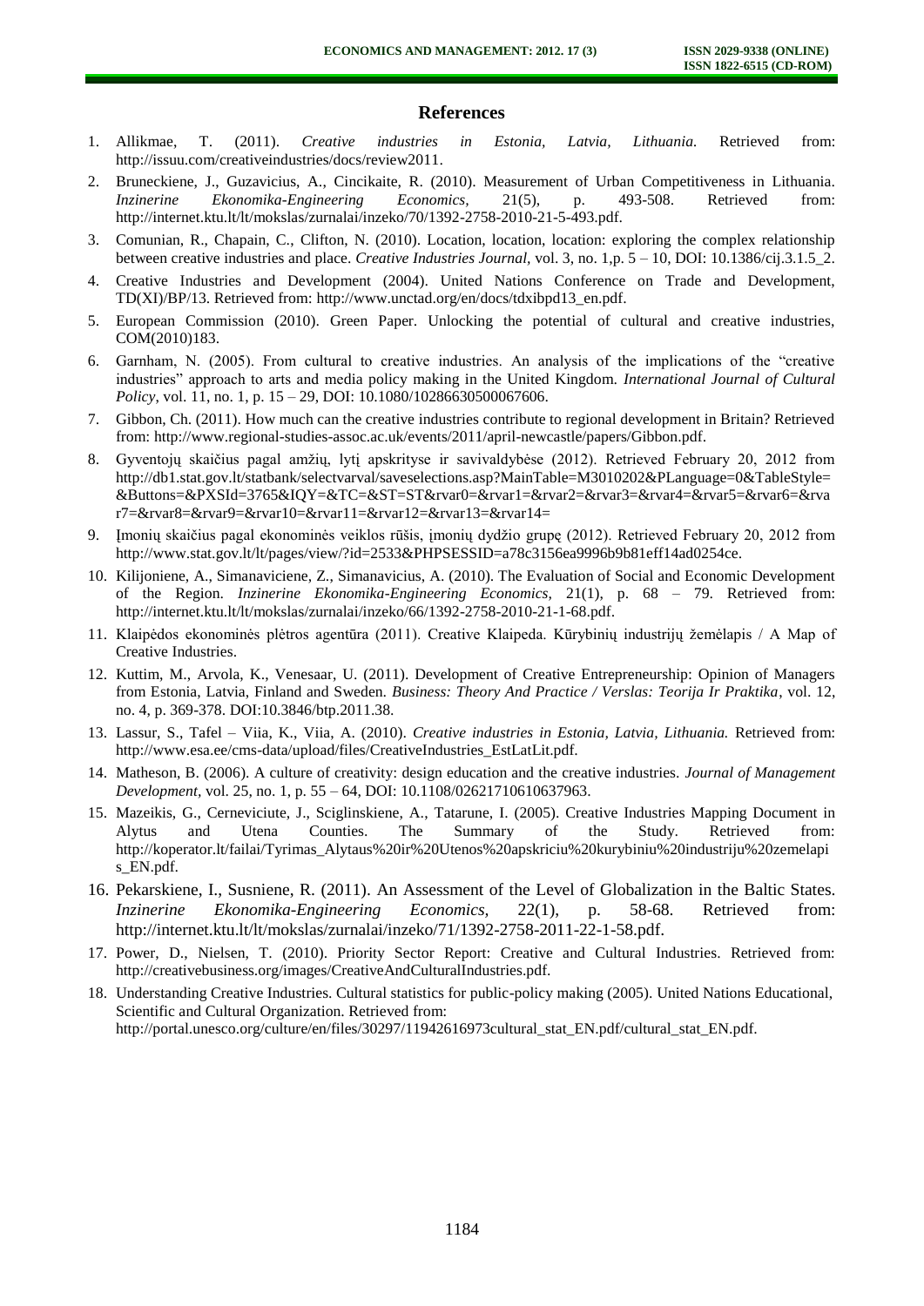## References

1. Allikmae, T. (2011). *Creative industries in Estonia, Latvia, Lithuania.* Retrieved from: http://issuu.com/creativeindustries/docs/review2011.
2. Bruneckiene, J., Guzavicius, A., Cincikaite, R. (2010). Measurement of Urban Competitiveness in Lithuania. *Inzinerine Ekonomika-Engineering Economics,* 21(5), p. 493-508. Retrieved from: http://internet.ktu.lt/lt/mokslas/zurnalai/inzeko/70/1392-2758-2010-21-5-493.pdf.
3. Comunian, R., Chapain, C., Clifton, N. (2010). Location, location, location: exploring the complex relationship between creative industries and place. *Creative Industries Journal*, vol. 3, no. 1,p. 5 – 10, DOI: 10.1386/cij.3.1.5_2.
4. Creative Industries and Development (2004). United Nations Conference on Trade and Development, TD(XI)/BP/13. Retrieved from: http://www.unctad.org/en/docs/tdxibpd13_en.pdf.
5. European Commission (2010). Green Paper. Unlocking the potential of cultural and creative industries, COM(2010)183.
6. Garnham, N. (2005). From cultural to creative industries. An analysis of the implications of the "creative industries" approach to arts and media policy making in the United Kingdom. *International Journal of Cultural Policy*, vol. 11, no. 1, p. 15 – 29, DOI: 10.1080/10286630500067606.
7. Gibbon, Ch. (2011). How much can the creative industries contribute to regional development in Britain? Retrieved from: http://www.regional-studies-assoc.ac.uk/events/2011/april-newcastle/papers/Gibbon.pdf.
8. Gyventojų skaičius pagal amžių, lytį apskrityse ir savivaldybėse (2012). Retrieved February 20, 2012 from http://db1.stat.gov.lt/statbank/selectvarval/saveselections.asp?MainTable=M3010202&PLanguage=0&TableStyle=&Buttons=&PXSId=3765&IQY=&TC=&ST=ST&rvar0=&rvar1=&rvar2=&rvar3=&rvar4=&rvar5=&rvar6=&rvar7=&rvar8=&rvar9=&rvar10=&rvar11=&rvar12=&rvar13=&rvar14=
9. Įmonių skaičius pagal ekonominės veiklos rūšis, įmonių dydžio grupę (2012). Retrieved February 20, 2012 from http://www.stat.gov.lt/lt/pages/view/?id=2533&PHPSESSID=a78c3156ea9996b9b81eff14ad0254ce.
10. Kilijoniene, A., Simanaviciene, Z., Simanavicius, A. (2010). The Evaluation of Social and Economic Development of the Region. *Inzinerine Ekonomika-Engineering Economics,* 21(1), p. 68 – 79. Retrieved from: http://internet.ktu.lt/lt/mokslas/zurnalai/inzeko/66/1392-2758-2010-21-1-68.pdf.
11. Klaipėdos ekonominės plėtros agentūra (2011). Creative Klaipeda. Kūrybinių industrijų žemėlapis / A Map of Creative Industries.
12. Kuttim, M., Arvola, K., Venesaar, U. (2011). Development of Creative Entrepreneurship: Opinion of Managers from Estonia, Latvia, Finland and Sweden. *Business: Theory And Practice / Verslas: Teorija Ir Praktika*, vol. 12, no. 4, p. 369-378. DOI:10.3846/btp.2011.38.
13. Lassur, S., Tafel – Viia, K., Viia, A. (2010). *Creative industries in Estonia, Latvia, Lithuania.* Retrieved from: http://www.esa.ee/cms-data/upload/files/CreativeIndustries_EstLatLit.pdf.
14. Matheson, B. (2006). A culture of creativity: design education and the creative industries. *Journal of Management Development*, vol. 25, no. 1, p. 55 – 64, DOI: 10.1108/02621710610637963.
15. Mazeikis, G., Cerneviciute, J., Sciglinskiene, A., Tatarune, I. (2005). Creative Industries Mapping Document in Alytus and Utena Counties. The Summary of the Study. Retrieved from: http://koperator.lt/failai/Tyrimas_Alytaus%20ir%20Utenos%20apskriciu%20kurybiniu%20industriju%20zemelapis_EN.pdf.
16. Pekarskiene, I., Susniene, R. (2011). An Assessment of the Level of Globalization in the Baltic States. *Inzinerine Ekonomika-Engineering Economics*, 22(1), p. 58-68. Retrieved from: http://internet.ktu.lt/lt/mokslas/zurnalai/inzeko/71/1392-2758-2011-22-1-58.pdf.
17. Power, D., Nielsen, T. (2010). Priority Sector Report: Creative and Cultural Industries. Retrieved from: http://creativebusiness.org/images/CreativeAndCulturalIndustries.pdf.
18. Understanding Creative Industries. Cultural statistics for public-policy making (2005). United Nations Educational, Scientific and Cultural Organization. Retrieved from: http://portal.unesco.org/culture/en/files/30297/11942616973cultural_stat_EN.pdf/cultural_stat_EN.pdf.